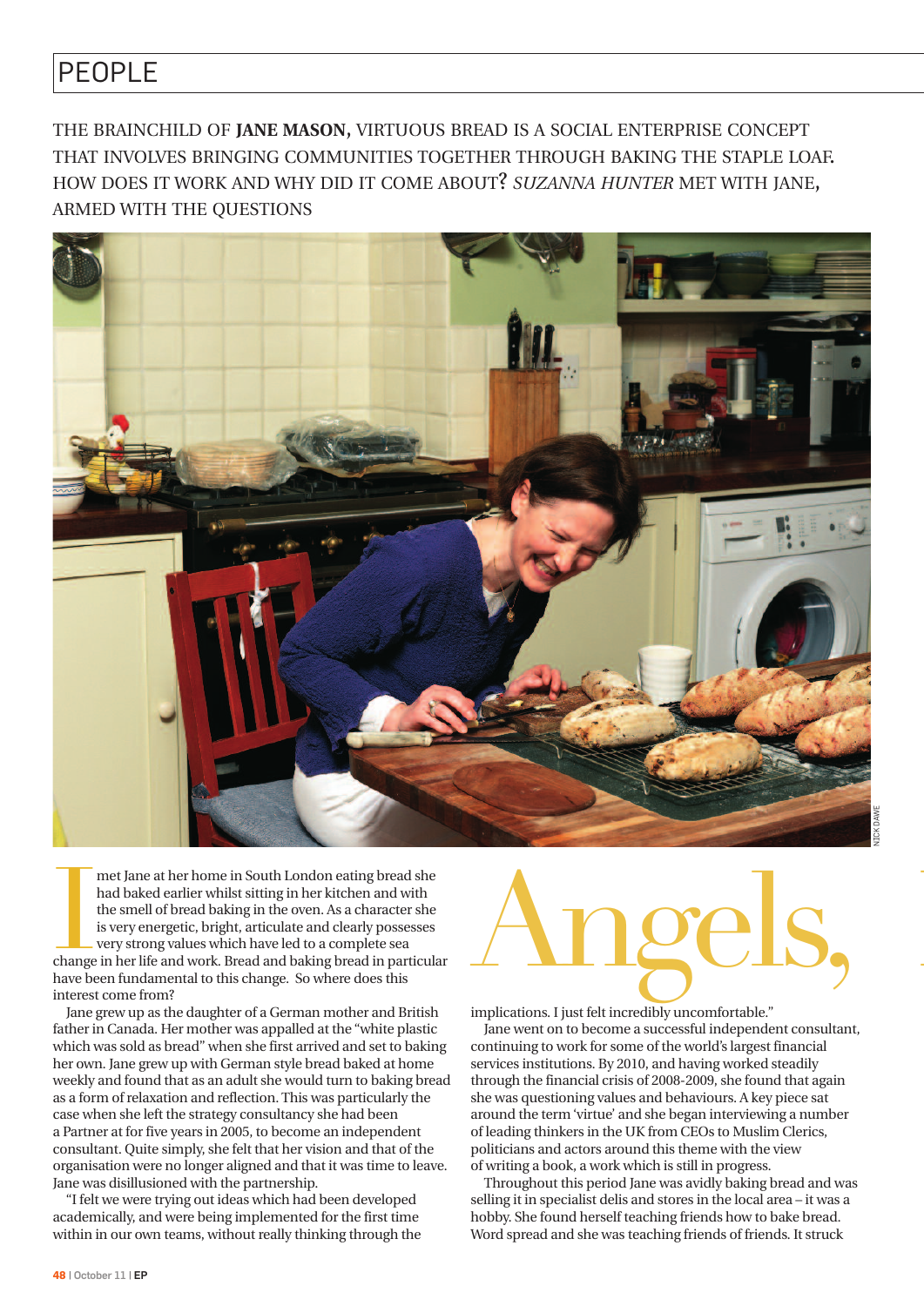# PEOPLE

THE BRAINCHILD OF **JANE MASON,** VIRTUOUS BREAD IS A SOCIAL ENTERPRISE CONCEPT THAT INVOLVES BRINGING COMMUNITIES TOGETHER THROUGH BAKING THE STAPLE LOAF. HOW DOES IT WORK AND WHY DID IT COME ABOUT? *SUZANNA HUNTER* MET WITH JANE, ARMED WITH THE QUESTIONS

NICK DAWE

# Angels,

I met Jane at her home in South London eating bread she had baked earlier whilst sitting in her kitchen and with the smell of bread baking in the oven. As a character she is very energetic, bright, articulate and clearly possesses very strong values which have led to a complete sea change in her life and work. Bread and baking bread in particular have been fundamental to this change. So where does this interest come from?

Jane grew up as the daughter of a German mother and British father in Canada. Her mother was appalled at the "white plastic which was sold as bread" when she first arrived and set to baking her own. Jane grew up with German style bread baked at home weekly and found that as an adult she would turn to baking bread as a form of relaxation and reflection. This was particularly the case when she left the strategy consultancy she had been a Partner at for five years in 2005, to become an independent consultant. Quite simply, she felt that her vision and that of the organisation were no longer aligned and that it was time to leave. Jane was disillusioned with the partnership.

"I felt we were trying out ideas which had been developed academically, and were being implemented for the first time within in our own teams, without really thinking through the implications. I just felt incredibly uncomfortable."

Jane went on to become a successful independent consultant, continuing to work for some of the world's largest financial services institutions. By 2010, and having worked steadily through the financial crisis of 2008-2009, she found that again she was questioning values and behaviours. A key piece sat around the term 'virtue' and she began interviewing a number of leading thinkers in the UK from CEOs to Muslim Clerics, politicians and actors around this theme with the view of writing a book, a work which is still in progress.

Throughout this period Jane was avidly baking bread and was selling it in specialist delis and stores in the local area – it was a hobby. She found herself teaching friends how to bake bread. Word spread and she was teaching friends of friends. It struck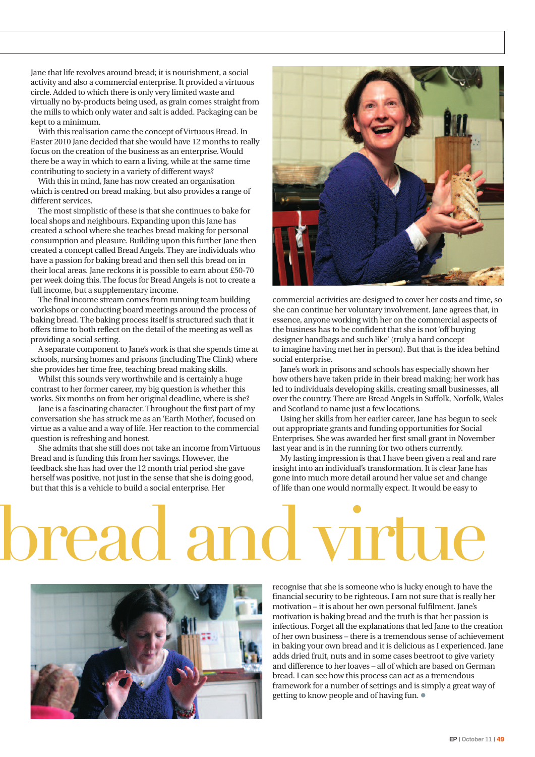Jane that life revolves around bread; it is nourishment, a social activity and also a commercial enterprise. It provided a virtuous circle. Added to which there is only very limited waste and virtually no by-products being used, as grain comes straight from the mills to which only water and salt is added. Packaging can be kept to a minimum.

With this realisation came the concept of Virtuous Bread. In Easter 2010 Jane decided that she would have 12 months to really focus on the creation of the business as an enterprise. Would there be a way in which to earn a living, while at the same time contributing to society in a variety of different ways?

With this in mind, Jane has now created an organisation which is centred on bread making, but also provides a range of different services.

The most simplistic of these is that she continues to bake for local shops and neighbours. Expanding upon this Jane has created a school where she teaches bread making for personal consumption and pleasure. Building upon this further Jane then created a concept called Bread Angels. They are individuals who have a passion for baking bread and then sell this bread on in their local areas. Jane reckons it is possible to earn about £50-70 per week doing this. The focus for Bread Angels is not to create a full income, but a supplementary income.

The final income stream comes from running team building workshops or conducting board meetings around the process of baking bread. The baking process itself is structured such that it offers time to both reflect on the detail of the meeting as well as providing a social setting.

A separate component to Jane's work is that she spends time at schools, nursing homes and prisons (including The Clink) where she provides her time free, teaching bread making skills.

Whilst this sounds very worthwhile and is certainly a huge contrast to her former career, my big question is whether this works. Six months on from her original deadline, where is she?

Jane is a fascinating character. Throughout the first part of my conversation she has struck me as an 'Earth Mother', focused on virtue as a value and a way of life. Her reaction to the commercial question is refreshing and honest.

She admits that she still does not take an income from Virtuous Bread and is funding this from her savings. However, the feedback she has had over the 12 month trial period she gave herself was positive, not just in the sense that she is doing good, but that this is a vehicle to build a social enterprise. Her commercial activities are designed to cover her costs and time, so she can continue her voluntary involvement. Jane agrees that, in essence, anyone working with her on the commercial aspects of the business has to be confident that she is not 'off buying designer handbags and such like' (truly a hard concept to imagine having met her in person). But that is the idea behind social enterprise.

Jane's work in prisons and schools has especially shown her how others have taken pride in their bread making; her work has led to individuals developing skills, creating small businesses, all over the country. There are Bread Angels in Suffolk, Norfolk, Wales and Scotland to name just a few locations.

Using her skills from her earlier career, Jane has begun to seek out appropriate grants and funding opportunities for Social Enterprises. She was awarded her first small grant in November last year and is in the running for two others currently.

My lasting impression is that I have been given a real and rare insight into an individual's transformation. It is clear Jane has gone into much more detail around her value set and change of life than one would normally expect. It would be easy to

# bread and virtue

recognise that she is someone who is lucky enough to have the financial security to be righteous. I am not sure that is really her motivation – it is about her own personal fulfilment. Jane's motivation is baking bread and the truth is that her passion is infectious. Forget all the explanations that led Jane to the creation of her own business – there is a tremendous sense of achievement in baking your own bread and it is delicious as I experienced. Jane adds dried fruit, nuts and in some cases beetroot to give variety and difference to her loaves – all of which are based on German bread. I can see how this process can act as a tremendous framework for a number of settings and is simply a great way of getting to know people and of having fun. ●